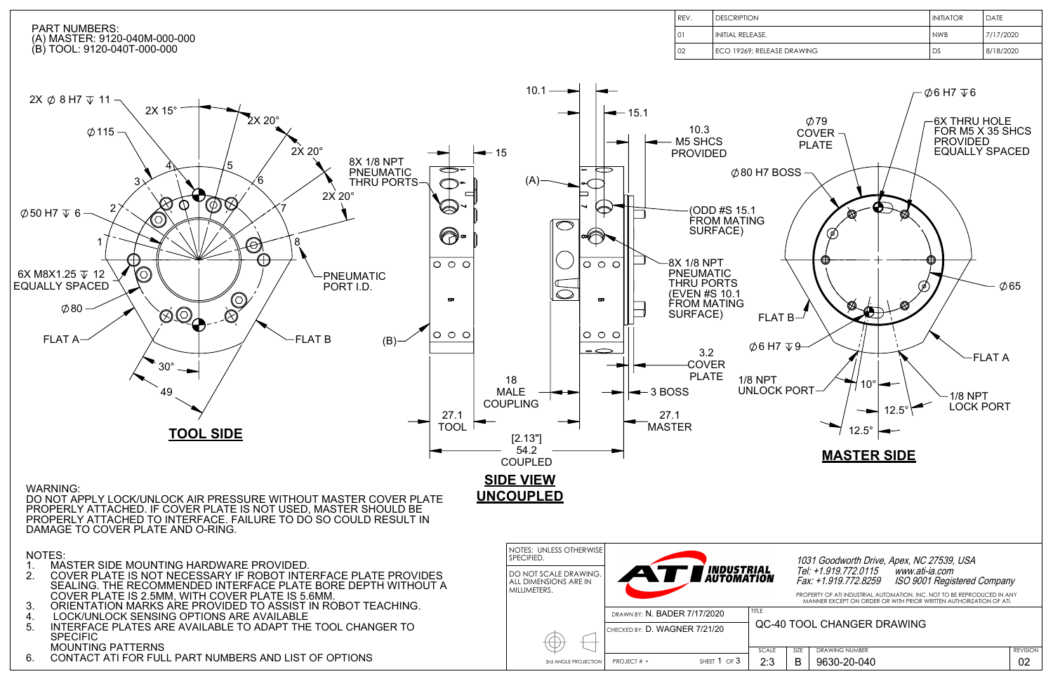PART NUMBERS:
(A) MASTER: 9120-040M-000-000
(B) TOOL: 9120-040T-000-000

| REV. | DESCRIPTION | INITIATOR | DATE |
|---|---|---|---|
| 01 | INITIAL RELEASE. | NWB | 7/17/2020 |
| 02 | ECO 19269; RELEASE DRAWING | DS | 8/18/2020 |

## TOOL SIDE

2X ∅ 8 H7 ↧ 11
2X 15°
2X 20°
2X 20°
2X 20°
∅115
∅50 H7 ↧ 6
6X M8X1.25 ↧ 12 EQUALLY SPACED
∅80
FLAT A
FLAT B
30°
49
PNEUMATIC PORT I.D.
8X 1/8 NPT PNEUMATIC THRU PORTS
1 2 3 4 5 6 7 8

## SIDE VIEW UNCOUPLED

(A)
(B)
15
10.1
15.1
10.3 M5 SHCS PROVIDED
(ODD #S 15.1 FROM MATING SURFACE)
8X 1/8 NPT PNEUMATIC THRU PORTS (EVEN #S 10.1 FROM MATING SURFACE)
3.2 COVER PLATE
3 BOSS
18 MALE COUPLING
27.1 TOOL
27.1 MASTER
[2.13"] 54.2 COUPLED

## MASTER SIDE

∅6 H7 ↧ 6
6X THRU HOLE FOR M5 X 35 SHCS PROVIDED EQUALLY SPACED
∅79 COVER PLATE
∅80 H7 BOSS
∅65
FLAT B
FLAT A
∅6 H7 ↧ 9
1/8 NPT UNLOCK PORT
1/8 NPT LOCK PORT
10°
12.5°
12.5°

WARNING:
DO NOT APPLY LOCK/UNLOCK AIR PRESSURE WITHOUT MASTER COVER PLATE PROPERLY ATTACHED. IF COVER PLATE IS NOT USED, MASTER SHOULD BE PROPERLY ATTACHED TO INTERFACE. FAILURE TO DO SO COULD RESULT IN DAMAGE TO COVER PLATE AND O-RING.

NOTES:
1. MASTER SIDE MOUNTING HARDWARE PROVIDED.
2. COVER PLATE IS NOT NECESSARY IF ROBOT INTERFACE PLATE PROVIDES SEALING. THE RECOMMENDED INTERFACE PLATE BORE DEPTH WITHOUT A COVER PLATE IS 2.5MM, WITH COVER PLATE IS 5.6MM.
3. ORIENTATION MARKS ARE PROVIDED TO ASSIST IN ROBOT TEACHING.
4. LOCK/UNLOCK SENSING OPTIONS ARE AVAILABLE
5. INTERFACE PLATES ARE AVAILABLE TO ADAPT THE TOOL CHANGER TO SPECIFIC MOUNTING PATTERNS
6. CONTACT ATI FOR FULL PART NUMBERS AND LIST OF OPTIONS

NOTES: UNLESS OTHERWISE SPECIFIED.
DO NOT SCALE DRAWING. ALL DIMENSIONS ARE IN MILLIMETERS.
3rd ANGLE PROJECTION

ATI INDUSTRIAL AUTOMATION
1031 Goodworth Drive, Apex, NC 27539, USA
Tel: +1.919.772.0115 www.ati-ia.com
Fax: +1.919.772.8259 ISO 9001 Registered Company
PROPERTY OF ATI INDUSTRIAL AUTOMATION, INC. NOT TO BE REPRODUCED IN ANY MANNER EXCEPT ON ORDER OR WITH PRIOR WRITTEN AUTHORIZATION OF ATI.

DRAWN BY: N. BADER 7/17/2020
CHECKED BY: D. WAGNER 7/21/20
PROJECT # -
SHEET 1 OF 3
TITLE: QC-40 TOOL CHANGER DRAWING

| SCALE | SIZE | DRAWING NUMBER | REVISION |
|---|---|---|---|
| 2:3 | B | 9630-20-040 | 02 |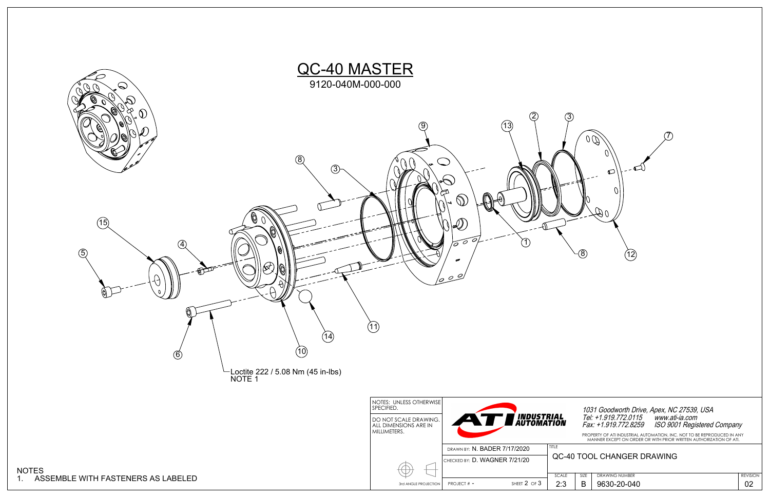# QC-40 MASTER

9120-040M-000-000

Loctite 222 / 5.08 Nm (45 in-lbs)
NOTE 1

NOTES
1. ASSEMBLE WITH FASTENERS AS LABELED

NOTES: UNLESS OTHERWISE SPECIFIED.

DO NOT SCALE DRAWING. ALL DIMENSIONS ARE IN MILLIMETERS.

3rd ANGLE PROJECTION

ATI INDUSTRIAL AUTOMATION

*1031 Goodworth Drive, Apex, NC 27539, USA*
*Tel: +1.919.772.0115 www.ati-ia.com*
*Fax: +1.919.772.8259 ISO 9001 Registered Company*

PROPERTY OF ATI INDUSTRIAL AUTOMATION, INC. NOT TO BE REPRODUCED IN ANY MANNER EXCEPT ON ORDER OR WITH PRIOR WRITTEN AUTHORIZATION OF ATI.

| DRAWN BY: N. BADER 7/17/2020 | | TITLE: QC-40 TOOL CHANGER DRAWING | | | |
|---|---|---|---|---|---|
| CHECKED BY: D. WAGNER 7/21/20 | | | | | |
| PROJECT # - | SHEET 2 OF 3 | SCALE 2:3 | SIZE B | DRAWING NUMBER 9630-20-040 | REVISION 02 |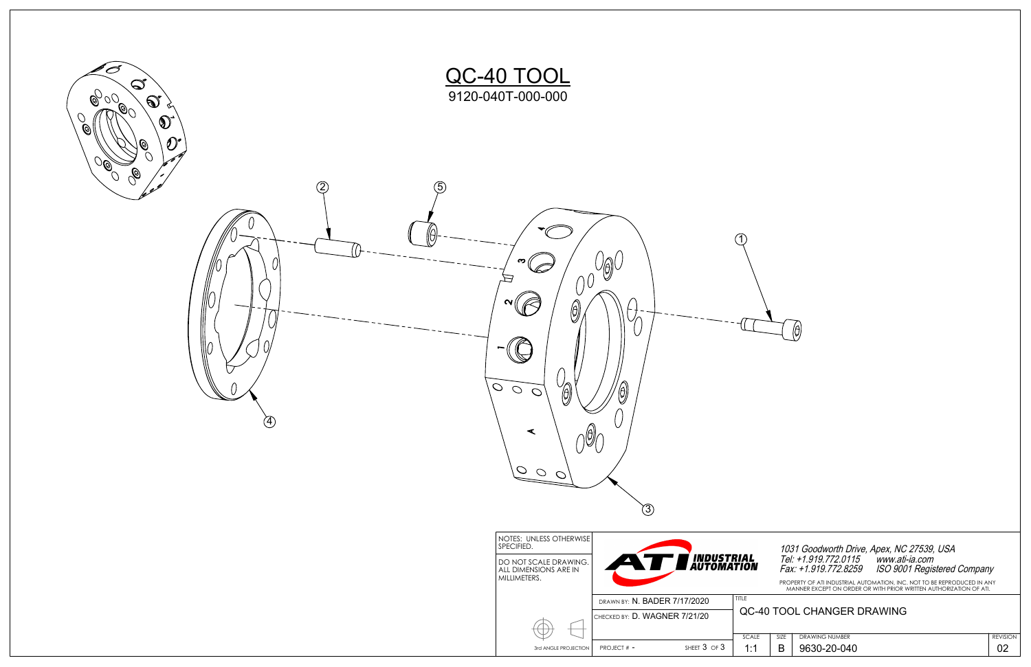# QC-40 TOOL

9120-040T-000-000

2

5

1

4

3

NOTES: UNLESS OTHERWISE SPECIFIED.

DO NOT SCALE DRAWING. ALL DIMENSIONS ARE IN MILLIMETERS.

3rd ANGLE PROJECTION

ATI INDUSTRIAL AUTOMATION

*1031 Goodworth Drive, Apex, NC 27539, USA*
*Tel: +1.919.772.0115 www.ati-ia.com*
*Fax: +1.919.772.8259 ISO 9001 Registered Company*

PROPERTY OF ATI INDUSTRIAL AUTOMATION, INC. NOT TO BE REPRODUCED IN ANY MANNER EXCEPT ON ORDER OR WITH PRIOR WRITTEN AUTHORIZATION OF ATI.

| | | | | | |
|---|---|---|---|---|---|
| DRAWN BY: N. BADER 7/17/2020 | | TITLE: QC-40 TOOL CHANGER DRAWING | | | |
| CHECKED BY: D. WAGNER 7/21/20 | | | | | |
| PROJECT # - | SHEET 3 OF 3 | SCALE 1:1 | SIZE B | DRAWING NUMBER 9630-20-040 | REVISION 02 |